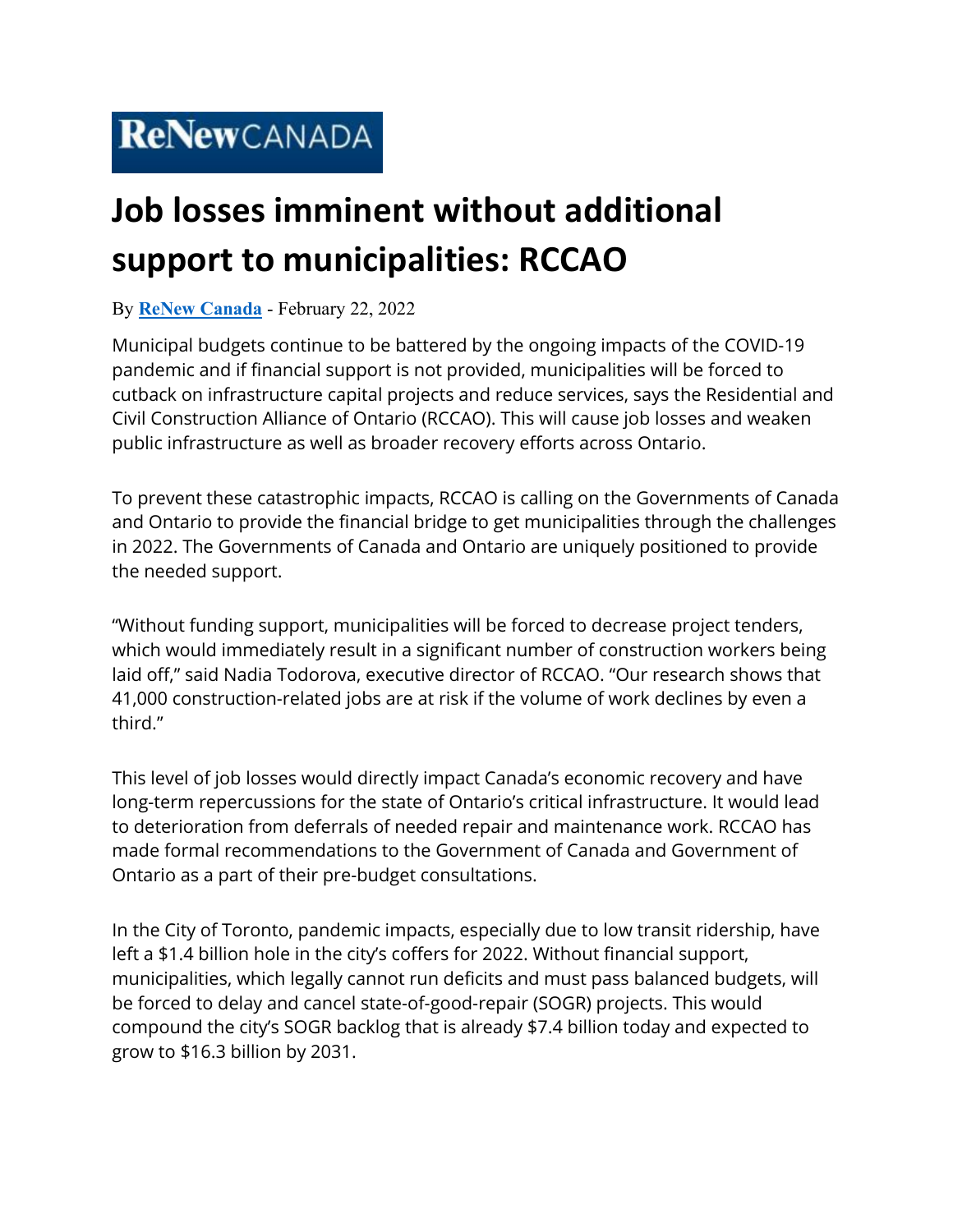ReNew CANADA

# Job losses imminent without additional support to municipalities: RCCAO

By **ReNew Canada** - February 22, 2022

Municipal budgets continue to be battered by the ongoing impacts of the COVID-19 pandemic and if financial support is not provided, municipalities will be forced to cutback on infrastructure capital projects and reduce services, says the Residential and Civil Construction Alliance of Ontario (RCCAO). This will cause job losses and weaken public infrastructure as well as broader recovery efforts across Ontario.

To prevent these catastrophic impacts, RCCAO is calling on the Governments of Canada and Ontario to provide the financial bridge to get municipalities through the challenges in 2022. The Governments of Canada and Ontario are uniquely positioned to provide the needed support.

"Without funding support, municipalities will be forced to decrease project tenders, which would immediately result in a significant number of construction workers being laid off," said Nadia Todorova, executive director of RCCAO. "Our research shows that 41,000 construction-related jobs are at risk if the volume of work declines by even a third."

This level of job losses would directly impact Canada's economic recovery and have long-term repercussions for the state of Ontario's critical infrastructure. It would lead to deterioration from deferrals of needed repair and maintenance work. RCCAO has made formal recommendations to the Government of Canada and Government of Ontario as a part of their pre-budget consultations.

In the City of Toronto, pandemic impacts, especially due to low transit ridership, have left a $1.4 billion hole in the city's coffers for 2022. Without financial support, municipalities, which legally cannot run deficits and must pass balanced budgets, will be forced to delay and cancel state-of-good-repair (SOGR) projects. This would compound the city's SOGR backlog that is already $7.4 billion today and expected to grow to $16.3 billion by 2031.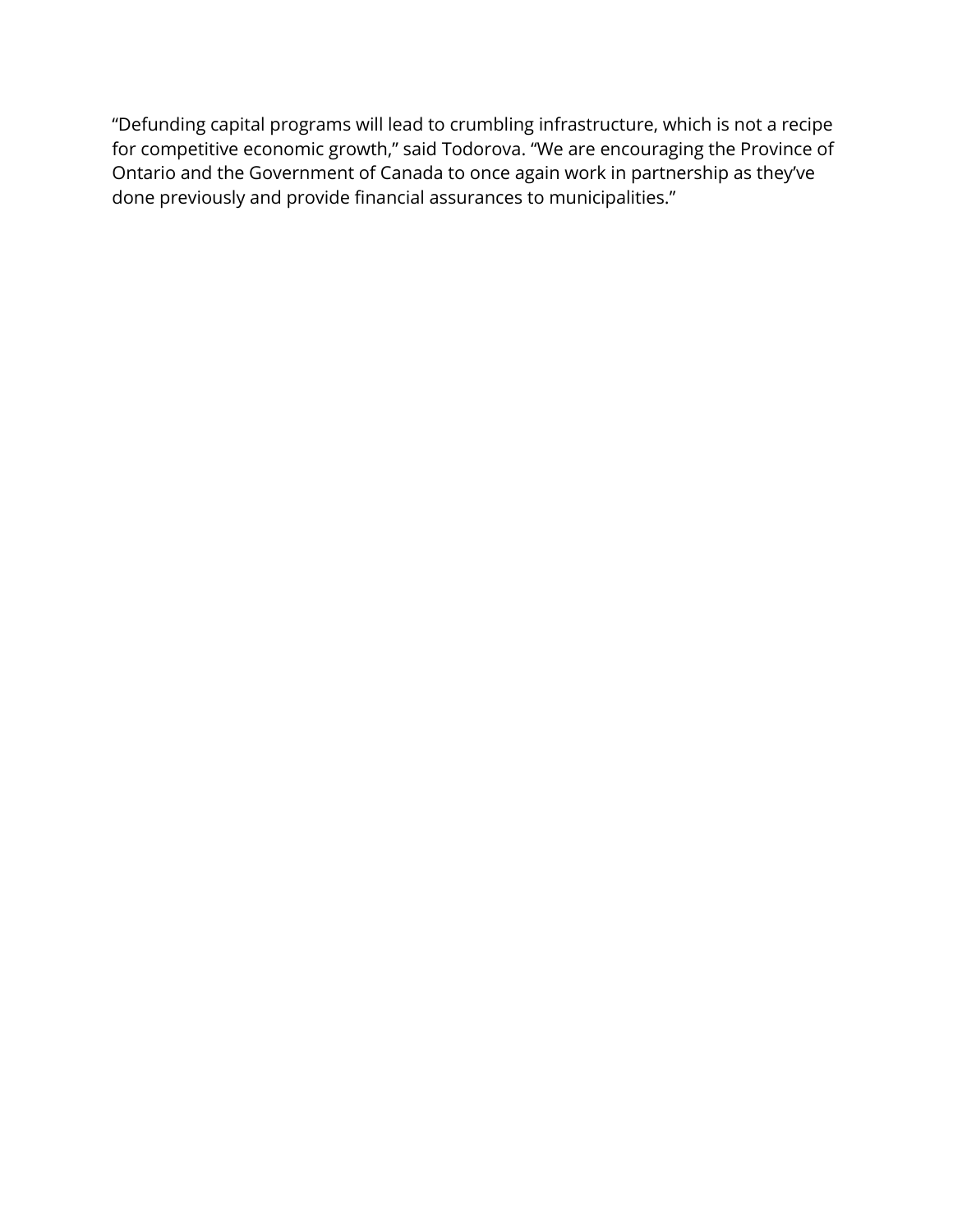“Defunding capital programs will lead to crumbling infrastructure, which is not a recipe for competitive economic growth,” said Todorova. “We are encouraging the Province of Ontario and the Government of Canada to once again work in partnership as they’ve done previously and provide financial assurances to municipalities.”